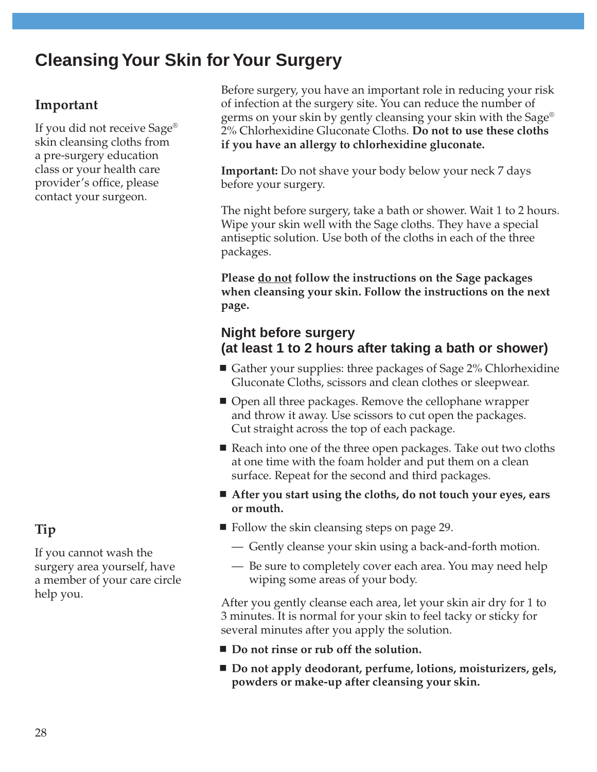# Cleansing Your Skin for Your Surgery

### Important

If you did not receive Sage® skin cleansing cloths from a pre-surgery education class or your health care provider's office, please contact your surgeon.

Before surgery, you have an important role in reducing your risk of infection at the surgery site. You can reduce the number of germs on your skin by gently cleansing your skin with the Sage® 2% Chlorhexidine Gluconate Cloths. **Do not to use these cloths if you have an allergy to chlorhexidine gluconate.**

**Important:** Do not shave your body below your neck 7 days before your surgery.

The night before surgery, take a bath or shower. Wait 1 to 2 hours. Wipe your skin well with the Sage cloths. They have a special antiseptic solution. Use both of the cloths in each of the three packages.

**Please <u>do not</u> follow the instructions on the Sage packages when cleansing your skin. Follow the instructions on the next page.**

## Night before surgery (at least 1 to 2 hours after taking a bath or shower)

- Gather your supplies: three packages of Sage 2% Chlorhexidine Gluconate Cloths, scissors and clean clothes or sleepwear.
- Open all three packages. Remove the cellophane wrapper and throw it away. Use scissors to cut open the packages. Cut straight across the top of each package.
- Reach into one of the three open packages. Take out two cloths at one time with the foam holder and put them on a clean surface. Repeat for the second and third packages.
- **After you start using the cloths, do not touch your eyes, ears or mouth.**
- Follow the skin cleansing steps on page 29.
  - Gently cleanse your skin using a back-and-forth motion.
  - Be sure to completely cover each area. You may need help wiping some areas of your body.

After you gently cleanse each area, let your skin air dry for 1 to 3 minutes. It is normal for your skin to feel tacky or sticky for several minutes after you apply the solution.

- **Do not rinse or rub off the solution.**
- **Do not apply deodorant, perfume, lotions, moisturizers, gels, powders or make-up after cleansing your skin.**

### Tip

If you cannot wash the surgery area yourself, have a member of your care circle help you.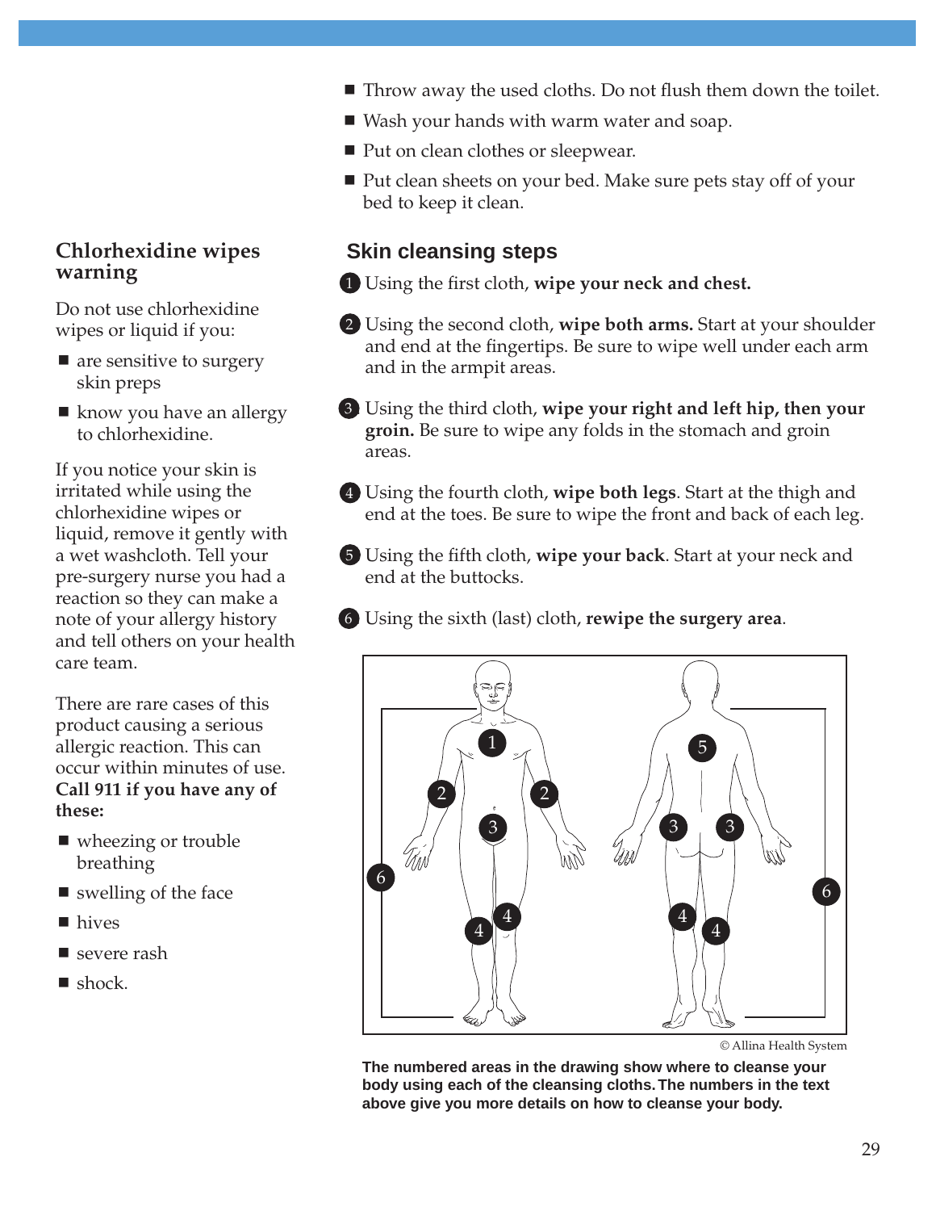- Throw away the used cloths. Do not flush them down the toilet.
- Wash your hands with warm water and soap.
- Put on clean clothes or sleepwear.
- Put clean sheets on your bed. Make sure pets stay off of your bed to keep it clean.

## Chlorhexidine wipes warning

Do not use chlorhexidine wipes or liquid if you:

- are sensitive to surgery skin preps
- know you have an allergy to chlorhexidine.

If you notice your skin is irritated while using the chlorhexidine wipes or liquid, remove it gently with a wet washcloth. Tell your pre-surgery nurse you had a reaction so they can make a note of your allergy history and tell others on your health care team.

There are rare cases of this product causing a serious allergic reaction. This can occur within minutes of use. **Call 911 if you have any of these:**

- wheezing or trouble breathing
- swelling of the face
- hives
- severe rash
- shock.

## Skin cleansing steps

1. Using the first cloth, **wipe your neck and chest.**
2. Using the second cloth, **wipe both arms.** Start at your shoulder and end at the fingertips. Be sure to wipe well under each arm and in the armpit areas.
3. Using the third cloth, **wipe your right and left hip, then your groin.** Be sure to wipe any folds in the stomach and groin areas.
4. Using the fourth cloth, **wipe both legs**. Start at the thigh and end at the toes. Be sure to wipe the front and back of each leg.
5. Using the fifth cloth, **wipe your back**. Start at your neck and end at the buttocks.
6. Using the sixth (last) cloth, **rewipe the surgery area**.

© Allina Health System

**The numbered areas in the drawing show where to cleanse your body using each of the cleansing cloths. The numbers in the text above give you more details on how to cleanse your body.**